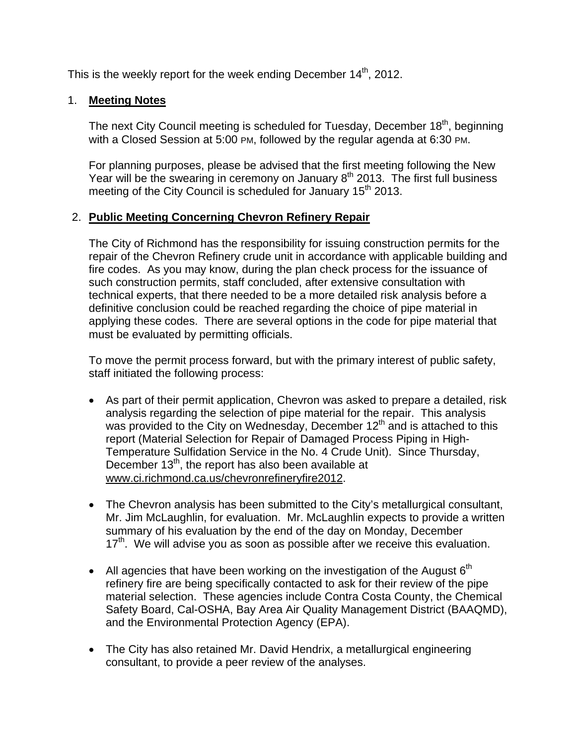This is the weekly report for the week ending December 14th, 2012.

1. **Meeting Notes**

   The next City Council meeting is scheduled for Tuesday, December 18th, beginning with a Closed Session at 5:00 PM, followed by the regular agenda at 6:30 PM.

   For planning purposes, please be advised that the first meeting following the New Year will be the swearing in ceremony on January 8th 2013. The first full business meeting of the City Council is scheduled for January 15th 2013.

2. **Public Meeting Concerning Chevron Refinery Repair**

   The City of Richmond has the responsibility for issuing construction permits for the repair of the Chevron Refinery crude unit in accordance with applicable building and fire codes. As you may know, during the plan check process for the issuance of such construction permits, staff concluded, after extensive consultation with technical experts, that there needed to be a more detailed risk analysis before a definitive conclusion could be reached regarding the choice of pipe material in applying these codes. There are several options in the code for pipe material that must be evaluated by permitting officials.

   To move the permit process forward, but with the primary interest of public safety, staff initiated the following process:

   - As part of their permit application, Chevron was asked to prepare a detailed, risk analysis regarding the selection of pipe material for the repair. This analysis was provided to the City on Wednesday, December 12th and is attached to this report (Material Selection for Repair of Damaged Process Piping in High-Temperature Sulfidation Service in the No. 4 Crude Unit). Since Thursday, December 13th, the report has also been available at www.ci.richmond.ca.us/chevronrefineryfire2012.

   - The Chevron analysis has been submitted to the City's metallurgical consultant, Mr. Jim McLaughlin, for evaluation. Mr. McLaughlin expects to provide a written summary of his evaluation by the end of the day on Monday, December 17th. We will advise you as soon as possible after we receive this evaluation.

   - All agencies that have been working on the investigation of the August 6th refinery fire are being specifically contacted to ask for their review of the pipe material selection. These agencies include Contra Costa County, the Chemical Safety Board, Cal-OSHA, Bay Area Air Quality Management District (BAAQMD), and the Environmental Protection Agency (EPA).

   - The City has also retained Mr. David Hendrix, a metallurgical engineering consultant, to provide a peer review of the analyses.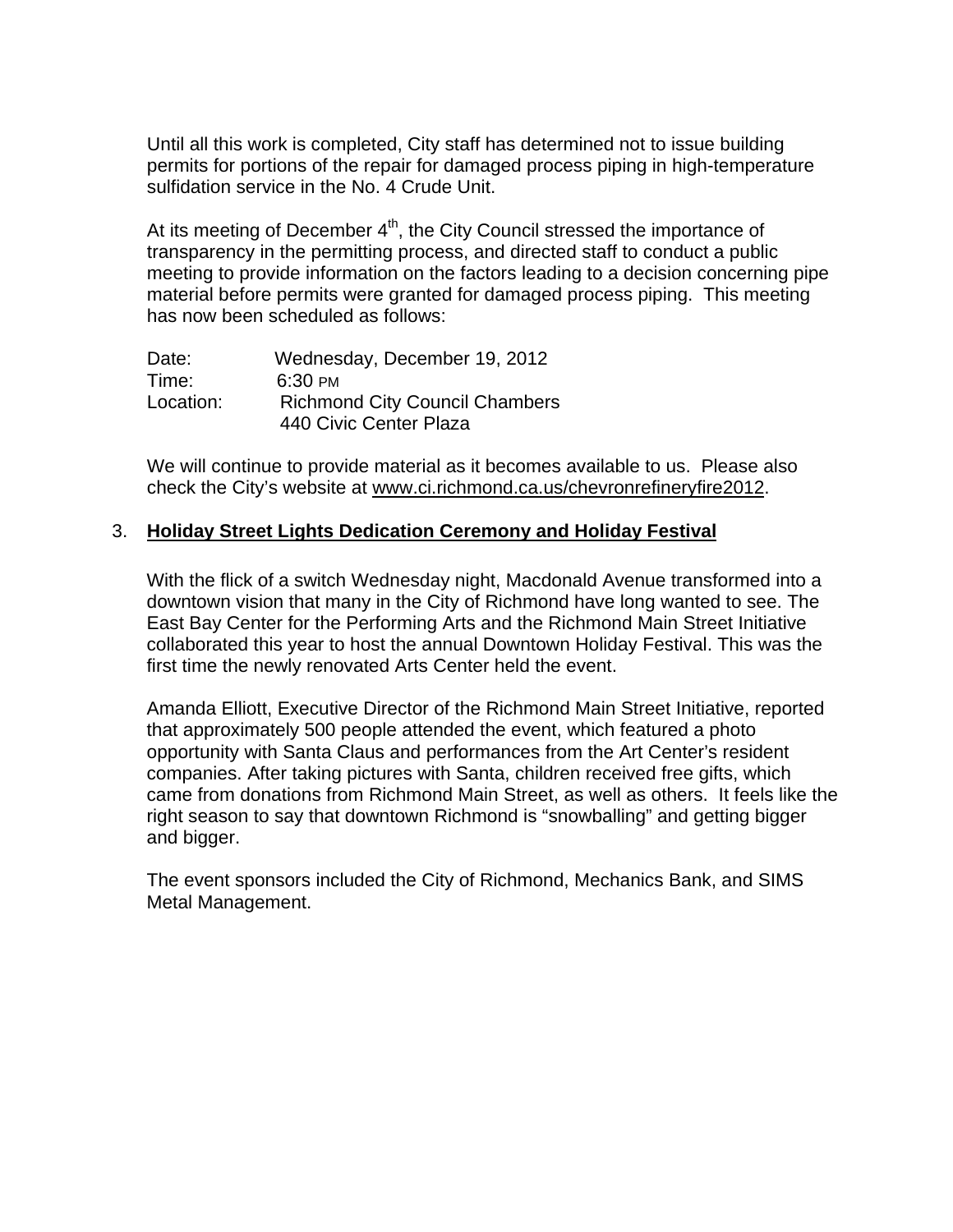Until all this work is completed, City staff has determined not to issue building permits for portions of the repair for damaged process piping in high-temperature sulfidation service in the No. 4 Crude Unit.

At its meeting of December 4th, the City Council stressed the importance of transparency in the permitting process, and directed staff to conduct a public meeting to provide information on the factors leading to a decision concerning pipe material before permits were granted for damaged process piping. This meeting has now been scheduled as follows:

| | |
|---|---|
| Date: | Wednesday, December 19, 2012 |
| Time: | 6:30 PM |
| Location: | Richmond City Council Chambers<br>440 Civic Center Plaza |

We will continue to provide material as it becomes available to us. Please also check the City's website at www.ci.richmond.ca.us/chevronrefineryfire2012.

3. **Holiday Street Lights Dedication Ceremony and Holiday Festival**

With the flick of a switch Wednesday night, Macdonald Avenue transformed into a downtown vision that many in the City of Richmond have long wanted to see. The East Bay Center for the Performing Arts and the Richmond Main Street Initiative collaborated this year to host the annual Downtown Holiday Festival. This was the first time the newly renovated Arts Center held the event.

Amanda Elliott, Executive Director of the Richmond Main Street Initiative, reported that approximately 500 people attended the event, which featured a photo opportunity with Santa Claus and performances from the Art Center's resident companies. After taking pictures with Santa, children received free gifts, which came from donations from Richmond Main Street, as well as others. It feels like the right season to say that downtown Richmond is "snowballing" and getting bigger and bigger.

The event sponsors included the City of Richmond, Mechanics Bank, and SIMS Metal Management.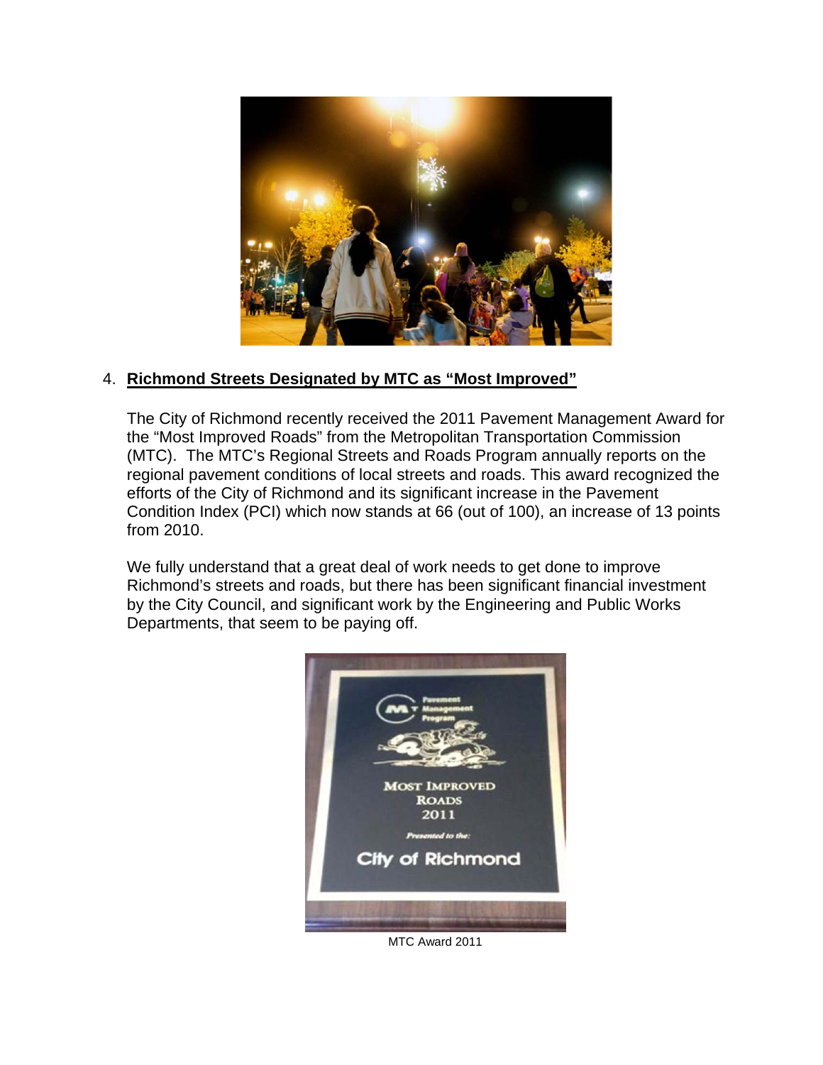4. **Richmond Streets Designated by MTC as "Most Improved"**

The City of Richmond recently received the 2011 Pavement Management Award for the "Most Improved Roads" from the Metropolitan Transportation Commission (MTC). The MTC's Regional Streets and Roads Program annually reports on the regional pavement conditions of local streets and roads. This award recognized the efforts of the City of Richmond and its significant increase in the Pavement Condition Index (PCI) which now stands at 66 (out of 100), an increase of 13 points from 2010.

We fully understand that a great deal of work needs to get done to improve Richmond's streets and roads, but there has been significant financial investment by the City Council, and significant work by the Engineering and Public Works Departments, that seem to be paying off.

MTC Award 2011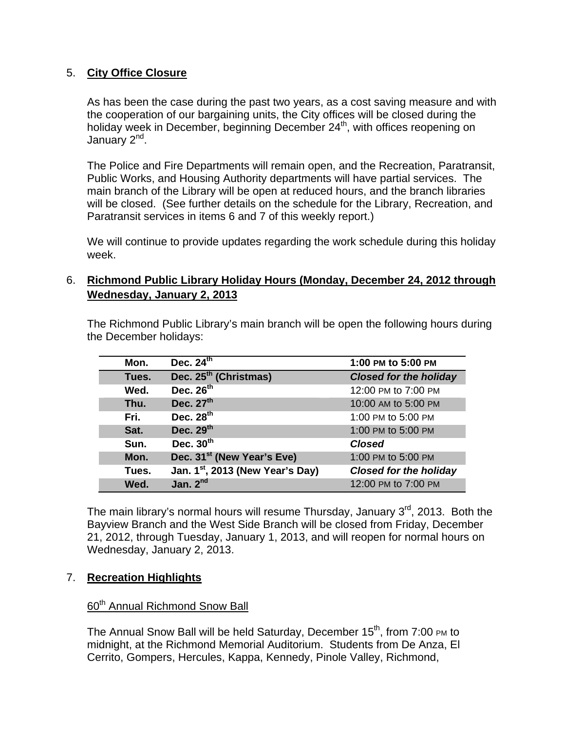5. **City Office Closure**

As has been the case during the past two years, as a cost saving measure and with the cooperation of our bargaining units, the City offices will be closed during the holiday week in December, beginning December 24th, with offices reopening on January 2nd.

The Police and Fire Departments will remain open, and the Recreation, Paratransit, Public Works, and Housing Authority departments will have partial services. The main branch of the Library will be open at reduced hours, and the branch libraries will be closed. (See further details on the schedule for the Library, Recreation, and Paratransit services in items 6 and 7 of this weekly report.)

We will continue to provide updates regarding the work schedule during this holiday week.

6. **Richmond Public Library Holiday Hours (Monday, December 24, 2012 through Wednesday, January 2, 2013**

The Richmond Public Library's main branch will be open the following hours during the December holidays:

| | | |
|---|---|---|
| **Mon.** | **Dec. 24th** | **1:00 PM to 5:00 PM** |
| **Tues.** | **Dec. 25th (Christmas)** | ***Closed for the holiday*** |
| **Wed.** | **Dec. 26th** | 12:00 PM to 7:00 PM |
| **Thu.** | **Dec. 27th** | 10:00 AM to 5:00 PM |
| **Fri.** | **Dec. 28th** | 1:00 PM to 5:00 PM |
| **Sat.** | **Dec. 29th** | 1:00 PM to 5:00 PM |
| **Sun.** | **Dec. 30th** | ***Closed*** |
| **Mon.** | **Dec. 31st (New Year's Eve)** | 1:00 PM to 5:00 PM |
| **Tues.** | **Jan. 1st, 2013 (New Year's Day)** | ***Closed for the holiday*** |
| **Wed.** | **Jan. 2nd** | 12:00 PM to 7:00 PM |

The main library's normal hours will resume Thursday, January 3rd, 2013. Both the Bayview Branch and the West Side Branch will be closed from Friday, December 21, 2012, through Tuesday, January 1, 2013, and will reopen for normal hours on Wednesday, January 2, 2013.

7. **Recreation Highlights**

60th Annual Richmond Snow Ball

The Annual Snow Ball will be held Saturday, December 15th, from 7:00 PM to midnight, at the Richmond Memorial Auditorium. Students from De Anza, El Cerrito, Gompers, Hercules, Kappa, Kennedy, Pinole Valley, Richmond,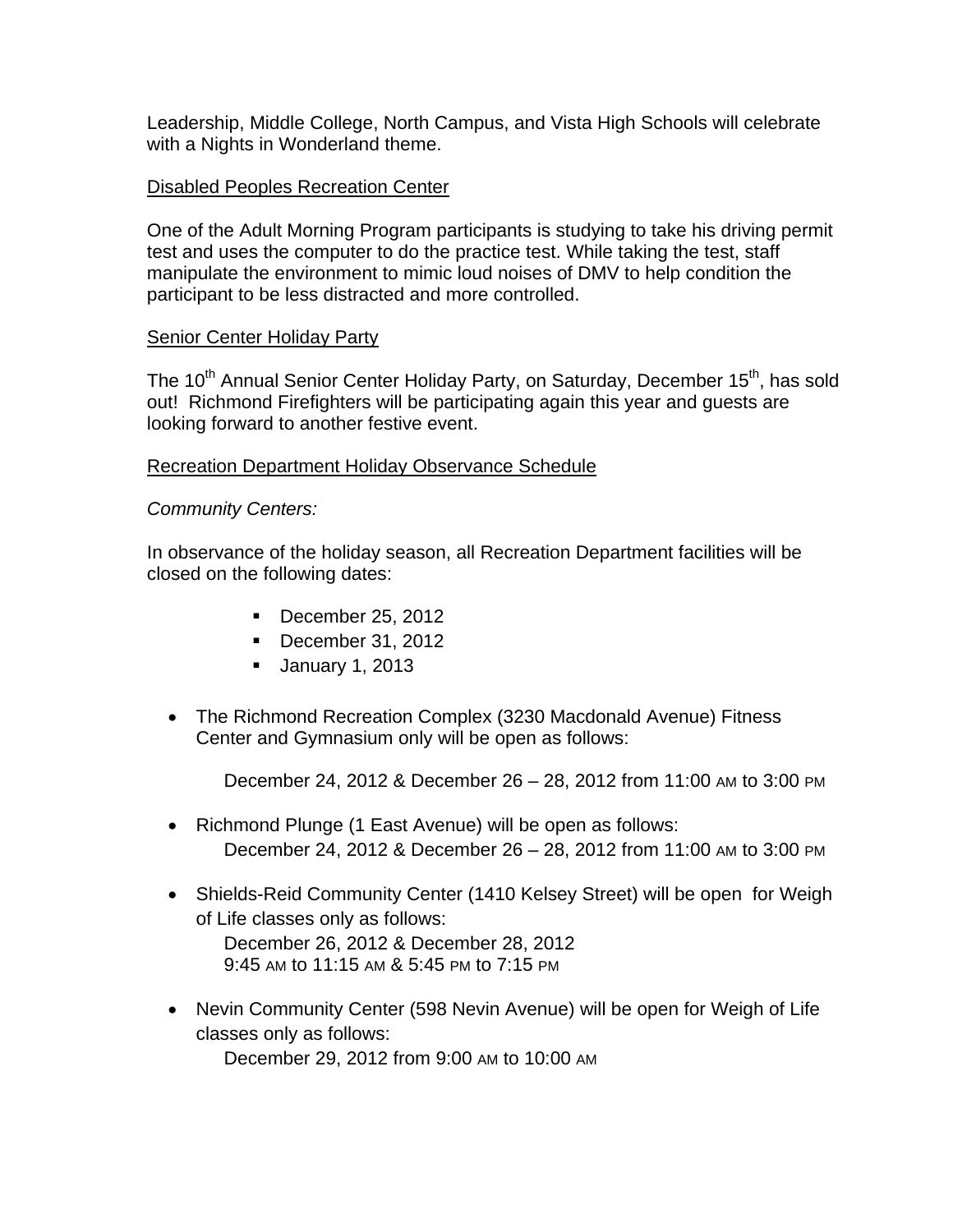Leadership, Middle College, North Campus, and Vista High Schools will celebrate with a Nights in Wonderland theme.

Disabled Peoples Recreation Center

One of the Adult Morning Program participants is studying to take his driving permit test and uses the computer to do the practice test. While taking the test, staff manipulate the environment to mimic loud noises of DMV to help condition the participant to be less distracted and more controlled.

Senior Center Holiday Party

The 10th Annual Senior Center Holiday Party, on Saturday, December 15th, has sold out! Richmond Firefighters will be participating again this year and guests are looking forward to another festive event.

Recreation Department Holiday Observance Schedule

*Community Centers:*

In observance of the holiday season, all Recreation Department facilities will be closed on the following dates:

- December 25, 2012
- December 31, 2012
- January 1, 2013

- The Richmond Recreation Complex (3230 Macdonald Avenue) Fitness Center and Gymnasium only will be open as follows:

  December 24, 2012 & December 26 – 28, 2012 from 11:00 AM to 3:00 PM

- Richmond Plunge (1 East Avenue) will be open as follows:
  December 24, 2012 & December 26 – 28, 2012 from 11:00 AM to 3:00 PM

- Shields-Reid Community Center (1410 Kelsey Street) will be open for Weigh of Life classes only as follows:
  December 26, 2012 & December 28, 2012
  9:45 AM to 11:15 AM & 5:45 PM to 7:15 PM

- Nevin Community Center (598 Nevin Avenue) will be open for Weigh of Life classes only as follows:
  December 29, 2012 from 9:00 AM to 10:00 AM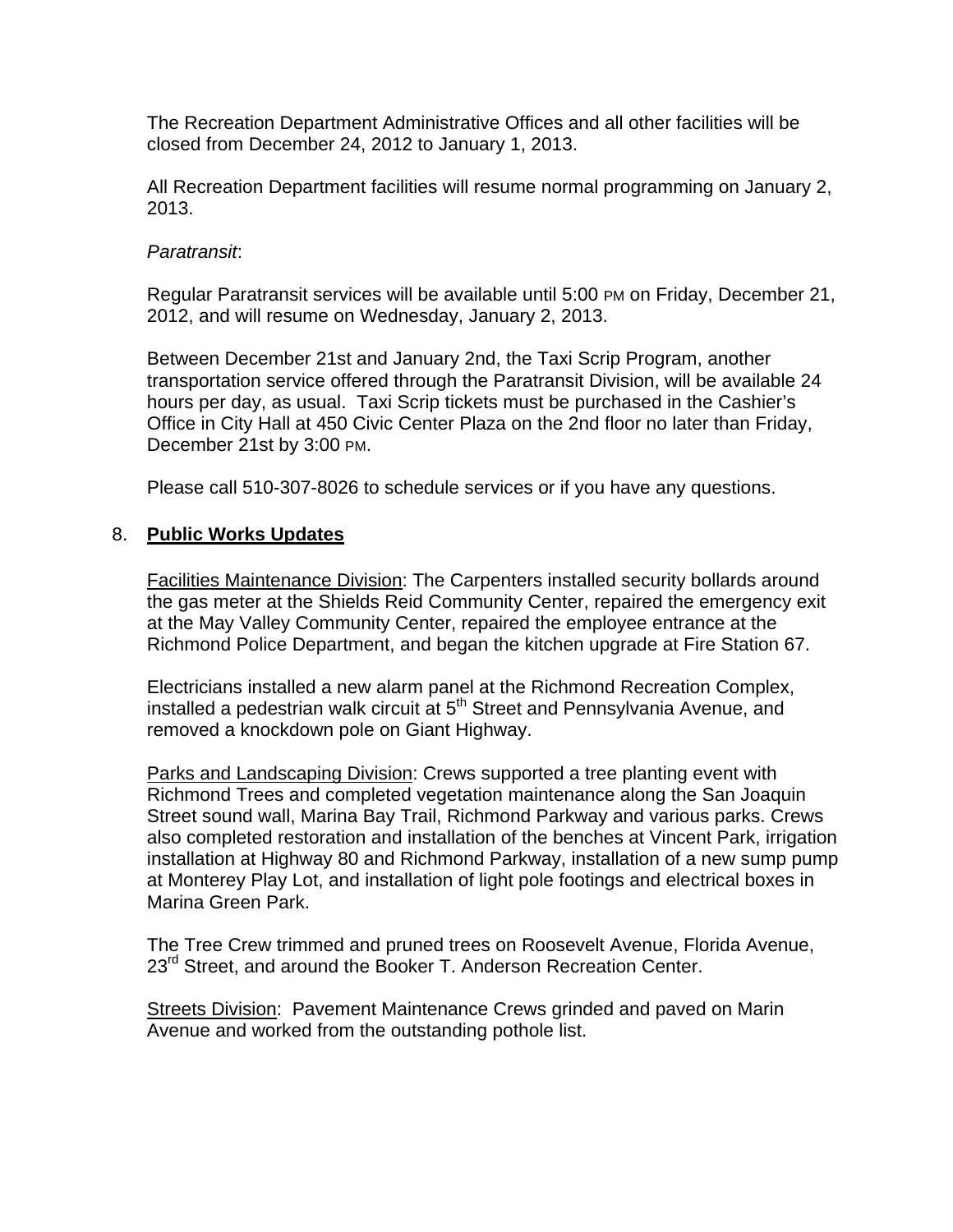The Recreation Department Administrative Offices and all other facilities will be closed from December 24, 2012 to January 1, 2013.

All Recreation Department facilities will resume normal programming on January 2, 2013.

*Paratransit*:

Regular Paratransit services will be available until 5:00 PM on Friday, December 21, 2012, and will resume on Wednesday, January 2, 2013.

Between December 21st and January 2nd, the Taxi Scrip Program, another transportation service offered through the Paratransit Division, will be available 24 hours per day, as usual. Taxi Scrip tickets must be purchased in the Cashier's Office in City Hall at 450 Civic Center Plaza on the 2nd floor no later than Friday, December 21st by 3:00 PM.

Please call 510-307-8026 to schedule services or if you have any questions.

## 8. Public Works Updates

Facilities Maintenance Division: The Carpenters installed security bollards around the gas meter at the Shields Reid Community Center, repaired the emergency exit at the May Valley Community Center, repaired the employee entrance at the Richmond Police Department, and began the kitchen upgrade at Fire Station 67.

Electricians installed a new alarm panel at the Richmond Recreation Complex, installed a pedestrian walk circuit at 5th Street and Pennsylvania Avenue, and removed a knockdown pole on Giant Highway.

Parks and Landscaping Division: Crews supported a tree planting event with Richmond Trees and completed vegetation maintenance along the San Joaquin Street sound wall, Marina Bay Trail, Richmond Parkway and various parks. Crews also completed restoration and installation of the benches at Vincent Park, irrigation installation at Highway 80 and Richmond Parkway, installation of a new sump pump at Monterey Play Lot, and installation of light pole footings and electrical boxes in Marina Green Park.

The Tree Crew trimmed and pruned trees on Roosevelt Avenue, Florida Avenue, 23rd Street, and around the Booker T. Anderson Recreation Center.

Streets Division: Pavement Maintenance Crews grinded and paved on Marin Avenue and worked from the outstanding pothole list.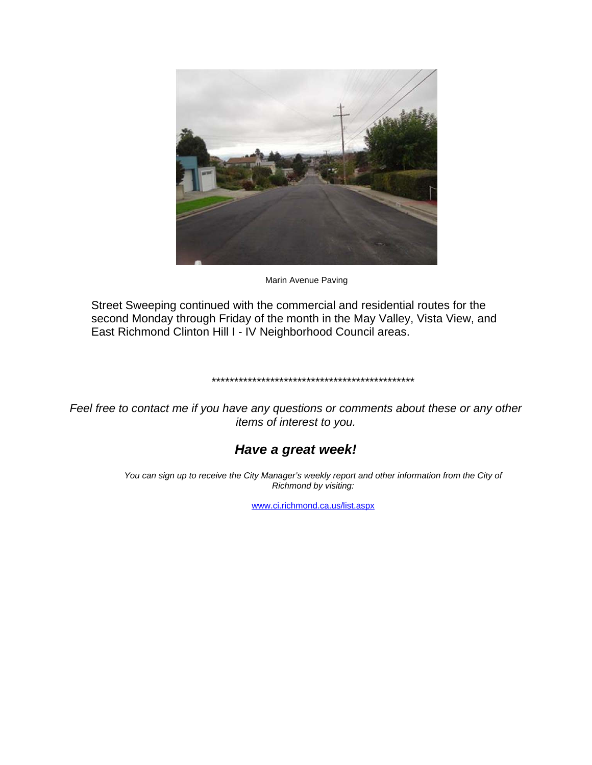Marin Avenue Paving

Street Sweeping continued with the commercial and residential routes for the second Monday through Friday of the month in the May Valley, Vista View, and East Richmond Clinton Hill I - IV Neighborhood Council areas.

**********************************************

*Feel free to contact me if you have any questions or comments about these or any other items of interest to you.*

***Have a great week!***

*You can sign up to receive the City Manager's weekly report and other information from the City of Richmond by visiting:*

[www.ci.richmond.ca.us/list.aspx](http://www.ci.richmond.ca.us/list.aspx)